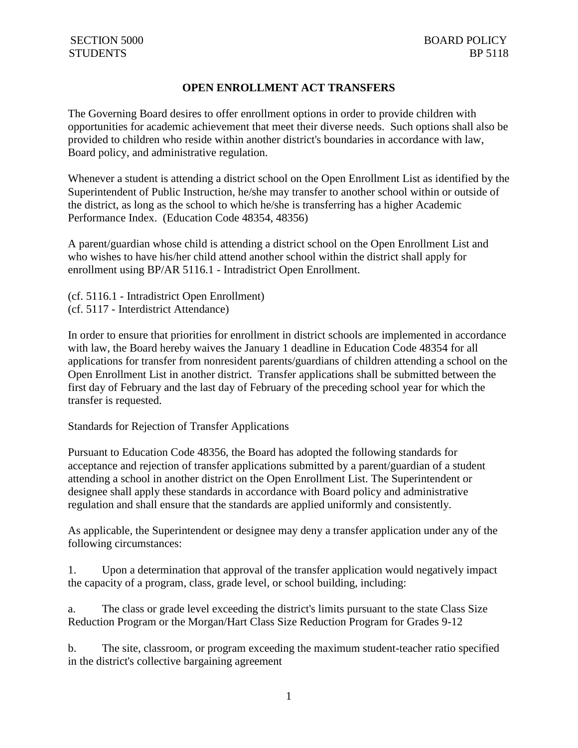SECTION 5000 STUDENTS

BOARD POLICY BP 5118

# OPEN ENROLLMENT ACT TRANSFERS

The Governing Board desires to offer enrollment options in order to provide children with opportunities for academic achievement that meet their diverse needs. Such options shall also be provided to children who reside within another district's boundaries in accordance with law, Board policy, and administrative regulation.

Whenever a student is attending a district school on the Open Enrollment List as identified by the Superintendent of Public Instruction, he/she may transfer to another school within or outside of the district, as long as the school to which he/she is transferring has a higher Academic Performance Index. (Education Code 48354, 48356)

A parent/guardian whose child is attending a district school on the Open Enrollment List and who wishes to have his/her child attend another school within the district shall apply for enrollment using BP/AR 5116.1 - Intradistrict Open Enrollment.

(cf. 5116.1 - Intradistrict Open Enrollment)
(cf. 5117 - Interdistrict Attendance)

In order to ensure that priorities for enrollment in district schools are implemented in accordance with law, the Board hereby waives the January 1 deadline in Education Code 48354 for all applications for transfer from nonresident parents/guardians of children attending a school on the Open Enrollment List in another district. Transfer applications shall be submitted between the first day of February and the last day of February of the preceding school year for which the transfer is requested.

Standards for Rejection of Transfer Applications

Pursuant to Education Code 48356, the Board has adopted the following standards for acceptance and rejection of transfer applications submitted by a parent/guardian of a student attending a school in another district on the Open Enrollment List. The Superintendent or designee shall apply these standards in accordance with Board policy and administrative regulation and shall ensure that the standards are applied uniformly and consistently.

As applicable, the Superintendent or designee may deny a transfer application under any of the following circumstances:

1. Upon a determination that approval of the transfer application would negatively impact the capacity of a program, class, grade level, or school building, including:

a. The class or grade level exceeding the district's limits pursuant to the state Class Size Reduction Program or the Morgan/Hart Class Size Reduction Program for Grades 9-12

b. The site, classroom, or program exceeding the maximum student-teacher ratio specified in the district's collective bargaining agreement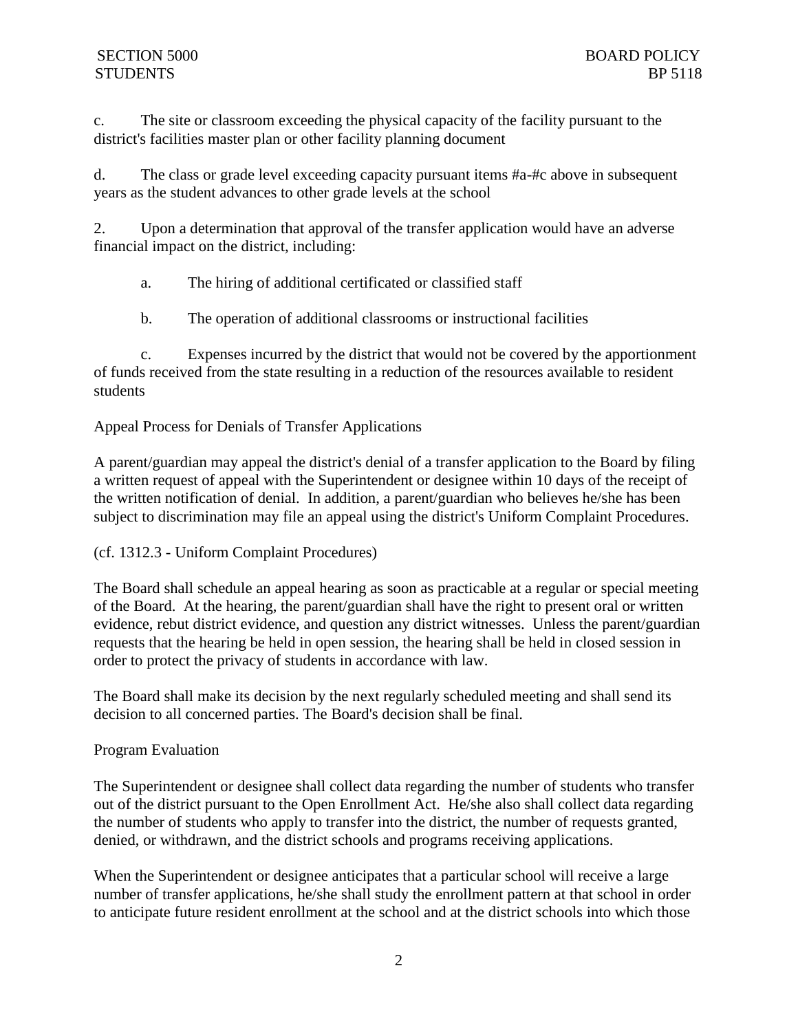c. The site or classroom exceeding the physical capacity of the facility pursuant to the district's facilities master plan or other facility planning document

d. The class or grade level exceeding capacity pursuant items #a-#c above in subsequent years as the student advances to other grade levels at the school

2. Upon a determination that approval of the transfer application would have an adverse financial impact on the district, including:

   a. The hiring of additional certificated or classified staff

   b. The operation of additional classrooms or instructional facilities

   c. Expenses incurred by the district that would not be covered by the apportionment of funds received from the state resulting in a reduction of the resources available to resident students

Appeal Process for Denials of Transfer Applications

A parent/guardian may appeal the district's denial of a transfer application to the Board by filing a written request of appeal with the Superintendent or designee within 10 days of the receipt of the written notification of denial. In addition, a parent/guardian who believes he/she has been subject to discrimination may file an appeal using the district's Uniform Complaint Procedures.

(cf. 1312.3 - Uniform Complaint Procedures)

The Board shall schedule an appeal hearing as soon as practicable at a regular or special meeting of the Board. At the hearing, the parent/guardian shall have the right to present oral or written evidence, rebut district evidence, and question any district witnesses. Unless the parent/guardian requests that the hearing be held in open session, the hearing shall be held in closed session in order to protect the privacy of students in accordance with law.

The Board shall make its decision by the next regularly scheduled meeting and shall send its decision to all concerned parties. The Board's decision shall be final.

Program Evaluation

The Superintendent or designee shall collect data regarding the number of students who transfer out of the district pursuant to the Open Enrollment Act. He/she also shall collect data regarding the number of students who apply to transfer into the district, the number of requests granted, denied, or withdrawn, and the district schools and programs receiving applications.

When the Superintendent or designee anticipates that a particular school will receive a large number of transfer applications, he/she shall study the enrollment pattern at that school in order to anticipate future resident enrollment at the school and at the district schools into which those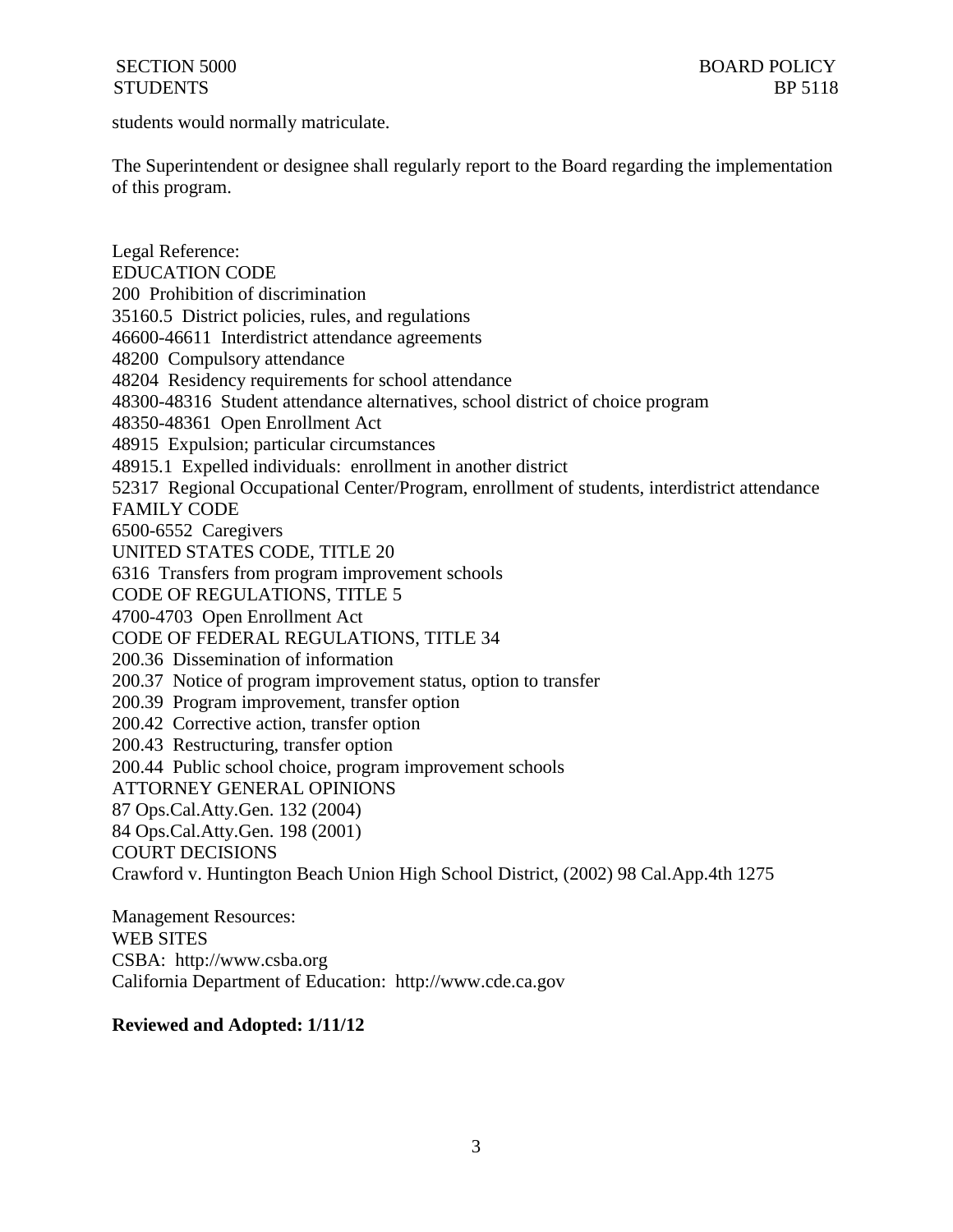students would normally matriculate.

The Superintendent or designee shall regularly report to the Board regarding the implementation of this program.

Legal Reference:
EDUCATION CODE
200 Prohibition of discrimination
35160.5 District policies, rules, and regulations
46600-46611 Interdistrict attendance agreements
48200 Compulsory attendance
48204 Residency requirements for school attendance
48300-48316 Student attendance alternatives, school district of choice program
48350-48361 Open Enrollment Act
48915 Expulsion; particular circumstances
48915.1 Expelled individuals: enrollment in another district
52317 Regional Occupational Center/Program, enrollment of students, interdistrict attendance
FAMILY CODE
6500-6552 Caregivers
UNITED STATES CODE, TITLE 20
6316 Transfers from program improvement schools
CODE OF REGULATIONS, TITLE 5
4700-4703 Open Enrollment Act
CODE OF FEDERAL REGULATIONS, TITLE 34
200.36 Dissemination of information
200.37 Notice of program improvement status, option to transfer
200.39 Program improvement, transfer option
200.42 Corrective action, transfer option
200.43 Restructuring, transfer option
200.44 Public school choice, program improvement schools
ATTORNEY GENERAL OPINIONS
87 Ops.Cal.Atty.Gen. 132 (2004)
84 Ops.Cal.Atty.Gen. 198 (2001)
COURT DECISIONS
Crawford v. Huntington Beach Union High School District, (2002) 98 Cal.App.4th 1275

Management Resources:
WEB SITES
CSBA: http://www.csba.org
California Department of Education: http://www.cde.ca.gov

**Reviewed and Adopted: 1/11/12**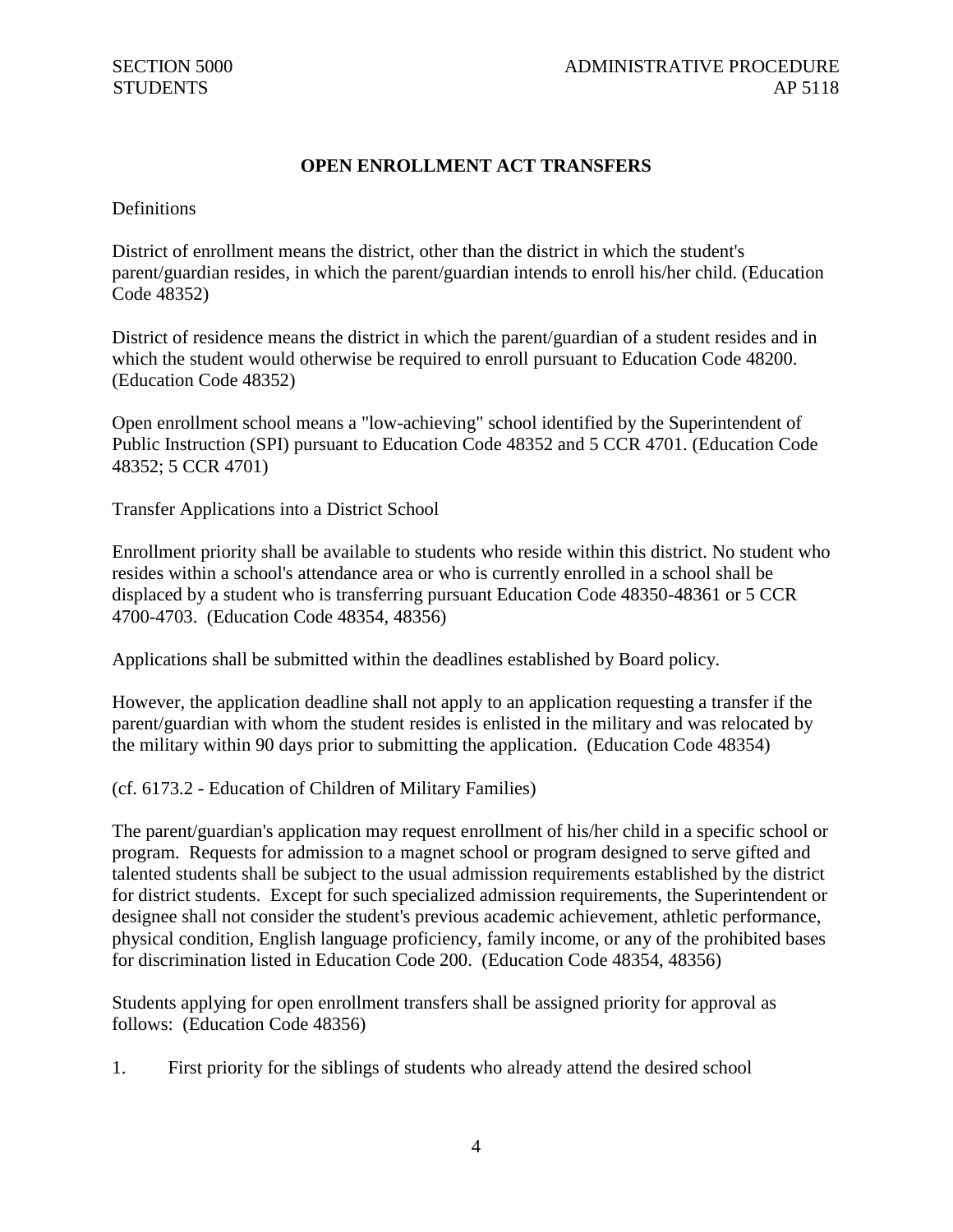# OPEN ENROLLMENT ACT TRANSFERS

Definitions

District of enrollment means the district, other than the district in which the student's parent/guardian resides, in which the parent/guardian intends to enroll his/her child. (Education Code 48352)

District of residence means the district in which the parent/guardian of a student resides and in which the student would otherwise be required to enroll pursuant to Education Code 48200. (Education Code 48352)

Open enrollment school means a "low-achieving" school identified by the Superintendent of Public Instruction (SPI) pursuant to Education Code 48352 and 5 CCR 4701. (Education Code 48352; 5 CCR 4701)

Transfer Applications into a District School

Enrollment priority shall be available to students who reside within this district. No student who resides within a school's attendance area or who is currently enrolled in a school shall be displaced by a student who is transferring pursuant Education Code 48350-48361 or 5 CCR 4700-4703. (Education Code 48354, 48356)

Applications shall be submitted within the deadlines established by Board policy.

However, the application deadline shall not apply to an application requesting a transfer if the parent/guardian with whom the student resides is enlisted in the military and was relocated by the military within 90 days prior to submitting the application. (Education Code 48354)

(cf. 6173.2 - Education of Children of Military Families)

The parent/guardian's application may request enrollment of his/her child in a specific school or program. Requests for admission to a magnet school or program designed to serve gifted and talented students shall be subject to the usual admission requirements established by the district for district students. Except for such specialized admission requirements, the Superintendent or designee shall not consider the student's previous academic achievement, athletic performance, physical condition, English language proficiency, family income, or any of the prohibited bases for discrimination listed in Education Code 200. (Education Code 48354, 48356)

Students applying for open enrollment transfers shall be assigned priority for approval as follows: (Education Code 48356)

1. First priority for the siblings of students who already attend the desired school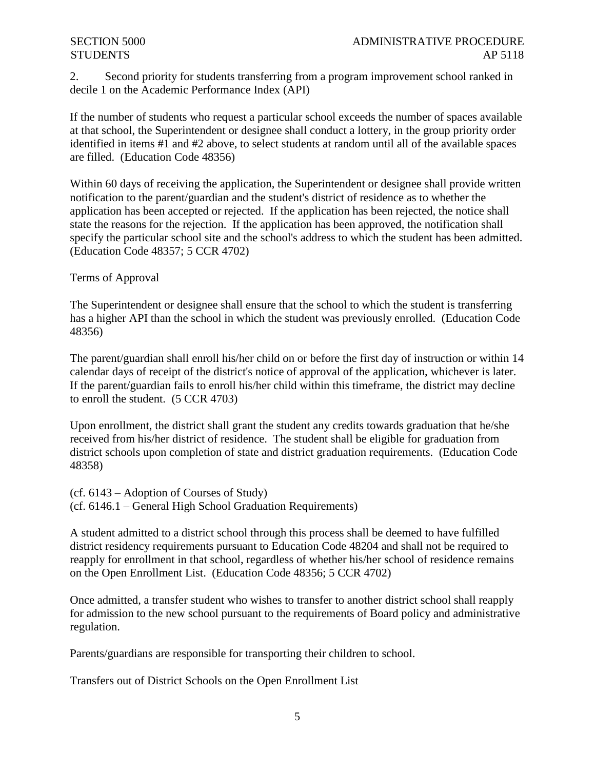2. Second priority for students transferring from a program improvement school ranked in decile 1 on the Academic Performance Index (API)

If the number of students who request a particular school exceeds the number of spaces available at that school, the Superintendent or designee shall conduct a lottery, in the group priority order identified in items #1 and #2 above, to select students at random until all of the available spaces are filled. (Education Code 48356)

Within 60 days of receiving the application, the Superintendent or designee shall provide written notification to the parent/guardian and the student's district of residence as to whether the application has been accepted or rejected. If the application has been rejected, the notice shall state the reasons for the rejection. If the application has been approved, the notification shall specify the particular school site and the school's address to which the student has been admitted. (Education Code 48357; 5 CCR 4702)

Terms of Approval

The Superintendent or designee shall ensure that the school to which the student is transferring has a higher API than the school in which the student was previously enrolled. (Education Code 48356)

The parent/guardian shall enroll his/her child on or before the first day of instruction or within 14 calendar days of receipt of the district's notice of approval of the application, whichever is later. If the parent/guardian fails to enroll his/her child within this timeframe, the district may decline to enroll the student. (5 CCR 4703)

Upon enrollment, the district shall grant the student any credits towards graduation that he/she received from his/her district of residence. The student shall be eligible for graduation from district schools upon completion of state and district graduation requirements. (Education Code 48358)

(cf. 6143 – Adoption of Courses of Study)
(cf. 6146.1 – General High School Graduation Requirements)

A student admitted to a district school through this process shall be deemed to have fulfilled district residency requirements pursuant to Education Code 48204 and shall not be required to reapply for enrollment in that school, regardless of whether his/her school of residence remains on the Open Enrollment List. (Education Code 48356; 5 CCR 4702)

Once admitted, a transfer student who wishes to transfer to another district school shall reapply for admission to the new school pursuant to the requirements of Board policy and administrative regulation.

Parents/guardians are responsible for transporting their children to school.

Transfers out of District Schools on the Open Enrollment List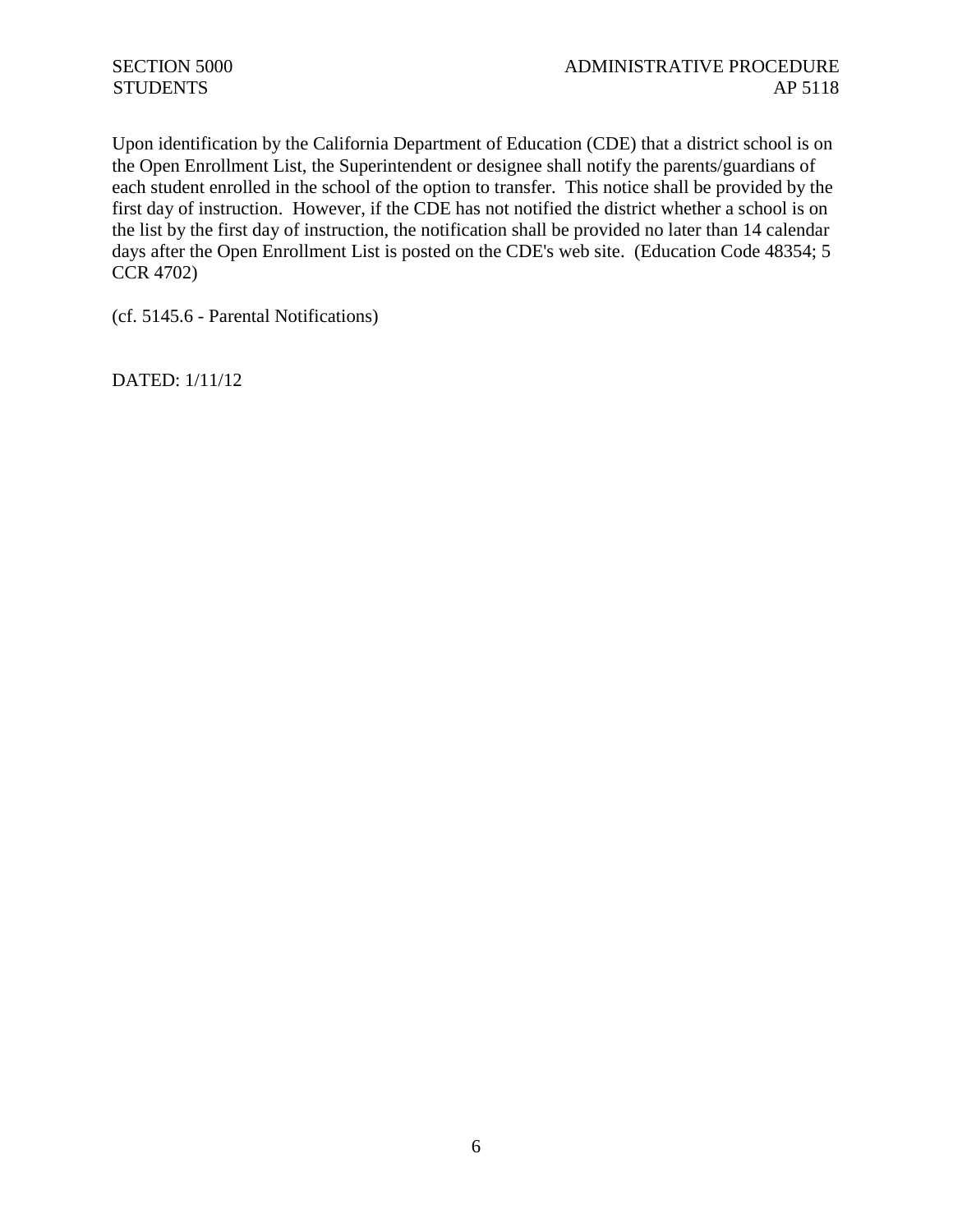Upon identification by the California Department of Education (CDE) that a district school is on the Open Enrollment List, the Superintendent or designee shall notify the parents/guardians of each student enrolled in the school of the option to transfer. This notice shall be provided by the first day of instruction. However, if the CDE has not notified the district whether a school is on the list by the first day of instruction, the notification shall be provided no later than 14 calendar days after the Open Enrollment List is posted on the CDE's web site. (Education Code 48354; 5 CCR 4702)

(cf. 5145.6 - Parental Notifications)

DATED: 1/11/12